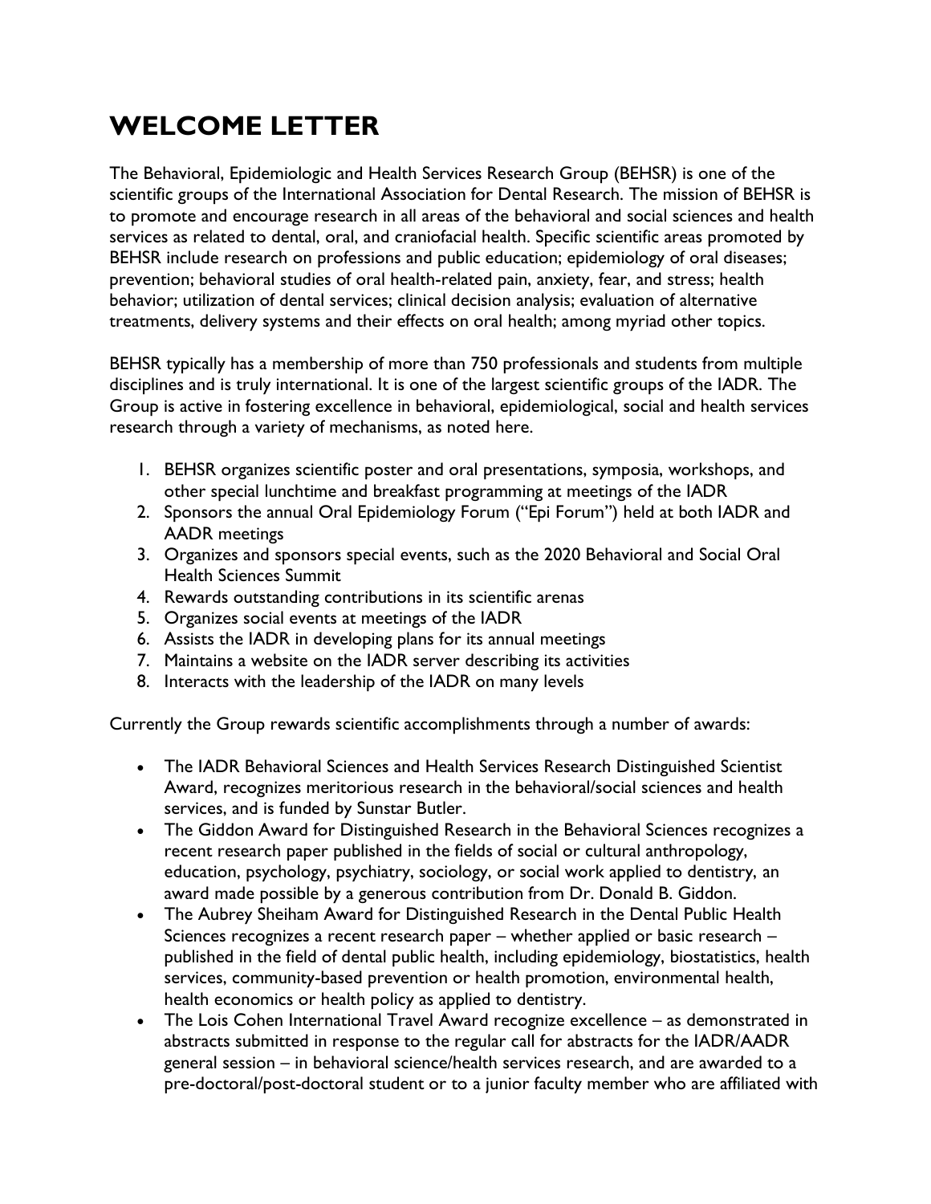# WELCOME LETTER

The Behavioral, Epidemiologic and Health Services Research Group (BEHSR) is one of the scientific groups of the International Association for Dental Research. The mission of BEHSR is to promote and encourage research in all areas of the behavioral and social sciences and health services as related to dental, oral, and craniofacial health. Specific scientific areas promoted by BEHSR include research on professions and public education; epidemiology of oral diseases; prevention; behavioral studies of oral health-related pain, anxiety, fear, and stress; health behavior; utilization of dental services; clinical decision analysis; evaluation of alternative treatments, delivery systems and their effects on oral health; among myriad other topics.

BEHSR typically has a membership of more than 750 professionals and students from multiple disciplines and is truly international. It is one of the largest scientific groups of the IADR. The Group is active in fostering excellence in behavioral, epidemiological, social and health services research through a variety of mechanisms, as noted here.

1. BEHSR organizes scientific poster and oral presentations, symposia, workshops, and other special lunchtime and breakfast programming at meetings of the IADR
2. Sponsors the annual Oral Epidemiology Forum ("Epi Forum") held at both IADR and AADR meetings
3. Organizes and sponsors special events, such as the 2020 Behavioral and Social Oral Health Sciences Summit
4. Rewards outstanding contributions in its scientific arenas
5. Organizes social events at meetings of the IADR
6. Assists the IADR in developing plans for its annual meetings
7. Maintains a website on the IADR server describing its activities
8. Interacts with the leadership of the IADR on many levels

Currently the Group rewards scientific accomplishments through a number of awards:

- The IADR Behavioral Sciences and Health Services Research Distinguished Scientist Award, recognizes meritorious research in the behavioral/social sciences and health services, and is funded by Sunstar Butler.
- The Giddon Award for Distinguished Research in the Behavioral Sciences recognizes a recent research paper published in the fields of social or cultural anthropology, education, psychology, psychiatry, sociology, or social work applied to dentistry, an award made possible by a generous contribution from Dr. Donald B. Giddon.
- The Aubrey Sheiham Award for Distinguished Research in the Dental Public Health Sciences recognizes a recent research paper – whether applied or basic research – published in the field of dental public health, including epidemiology, biostatistics, health services, community-based prevention or health promotion, environmental health, health economics or health policy as applied to dentistry.
- The Lois Cohen International Travel Award recognize excellence – as demonstrated in abstracts submitted in response to the regular call for abstracts for the IADR/AADR general session – in behavioral science/health services research, and are awarded to a pre-doctoral/post-doctoral student or to a junior faculty member who are affiliated with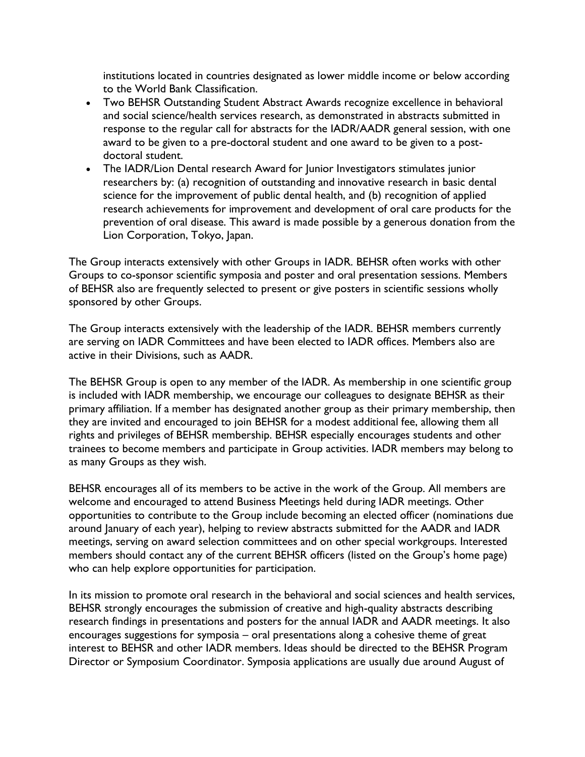institutions located in countries designated as lower middle income or below according to the World Bank Classification.

- Two BEHSR Outstanding Student Abstract Awards recognize excellence in behavioral and social science/health services research, as demonstrated in abstracts submitted in response to the regular call for abstracts for the IADR/AADR general session, with one award to be given to a pre-doctoral student and one award to be given to a post-doctoral student.
- The IADR/Lion Dental research Award for Junior Investigators stimulates junior researchers by: (a) recognition of outstanding and innovative research in basic dental science for the improvement of public dental health, and (b) recognition of applied research achievements for improvement and development of oral care products for the prevention of oral disease. This award is made possible by a generous donation from the Lion Corporation, Tokyo, Japan.

The Group interacts extensively with other Groups in IADR. BEHSR often works with other Groups to co-sponsor scientific symposia and poster and oral presentation sessions. Members of BEHSR also are frequently selected to present or give posters in scientific sessions wholly sponsored by other Groups.

The Group interacts extensively with the leadership of the IADR. BEHSR members currently are serving on IADR Committees and have been elected to IADR offices. Members also are active in their Divisions, such as AADR.

The BEHSR Group is open to any member of the IADR. As membership in one scientific group is included with IADR membership, we encourage our colleagues to designate BEHSR as their primary affiliation. If a member has designated another group as their primary membership, then they are invited and encouraged to join BEHSR for a modest additional fee, allowing them all rights and privileges of BEHSR membership. BEHSR especially encourages students and other trainees to become members and participate in Group activities. IADR members may belong to as many Groups as they wish.

BEHSR encourages all of its members to be active in the work of the Group. All members are welcome and encouraged to attend Business Meetings held during IADR meetings. Other opportunities to contribute to the Group include becoming an elected officer (nominations due around January of each year), helping to review abstracts submitted for the AADR and IADR meetings, serving on award selection committees and on other special workgroups. Interested members should contact any of the current BEHSR officers (listed on the Group's home page) who can help explore opportunities for participation.

In its mission to promote oral research in the behavioral and social sciences and health services, BEHSR strongly encourages the submission of creative and high-quality abstracts describing research findings in presentations and posters for the annual IADR and AADR meetings. It also encourages suggestions for symposia – oral presentations along a cohesive theme of great interest to BEHSR and other IADR members. Ideas should be directed to the BEHSR Program Director or Symposium Coordinator. Symposia applications are usually due around August of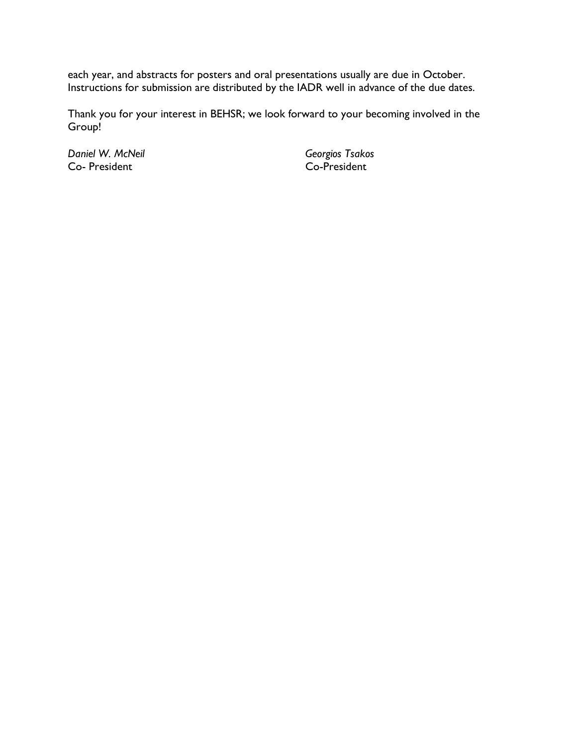each year, and abstracts for posters and oral presentations usually are due in October. Instructions for submission are distributed by the IADR well in advance of the due dates.

Thank you for your interest in BEHSR; we look forward to your becoming involved in the Group!

*Daniel W. McNeil*
Co- President

*Georgios Tsakos*
Co-President